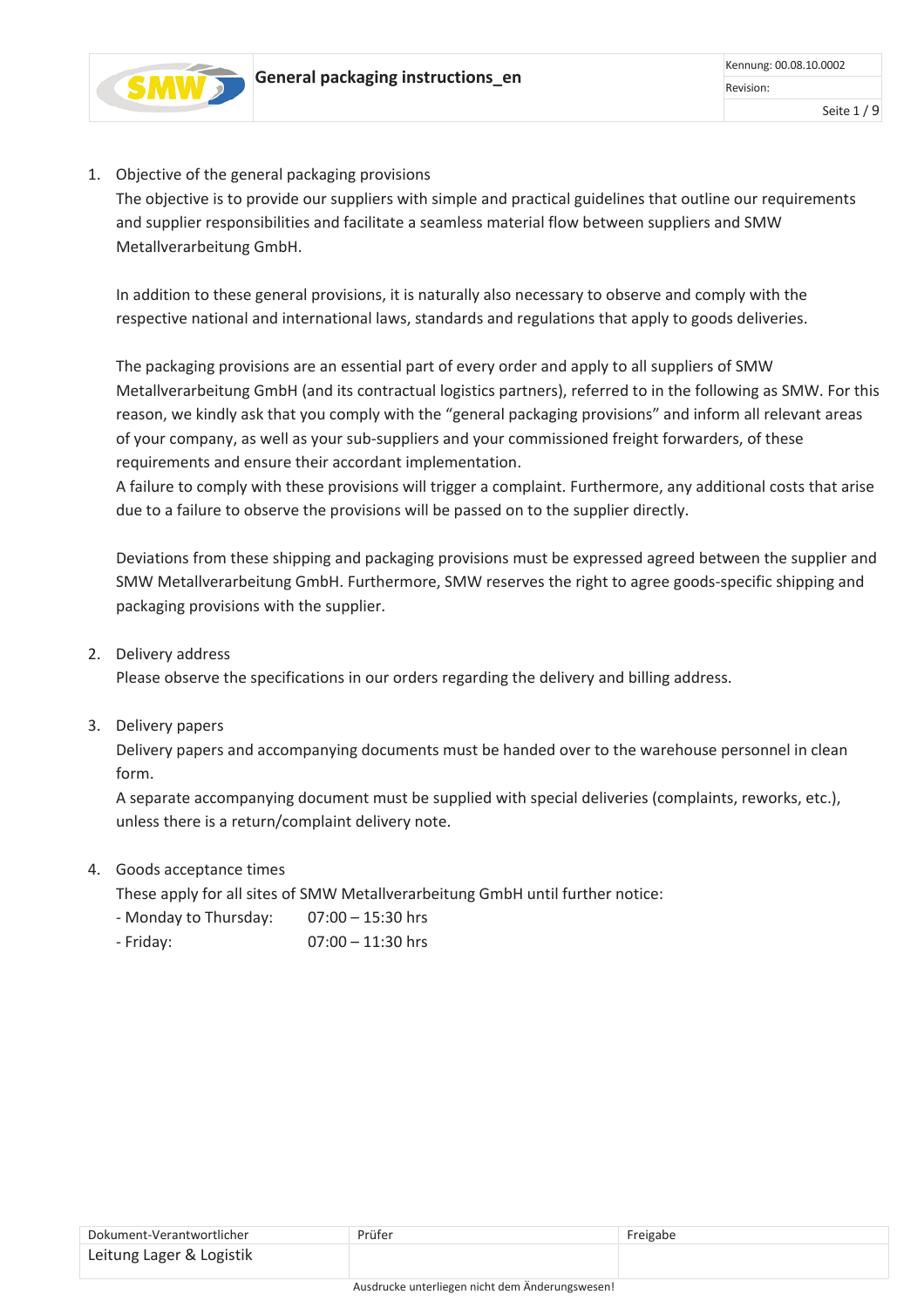# General packaging instructions_en

1. Objective of the general packaging provisions

   The objective is to provide our suppliers with simple and practical guidelines that outline our requirements and supplier responsibilities and facilitate a seamless material flow between suppliers and SMW Metallverarbeitung GmbH.

   In addition to these general provisions, it is naturally also necessary to observe and comply with the respective national and international laws, standards and regulations that apply to goods deliveries.

   The packaging provisions are an essential part of every order and apply to all suppliers of SMW Metallverarbeitung GmbH (and its contractual logistics partners), referred to in the following as SMW. For this reason, we kindly ask that you comply with the "general packaging provisions" and inform all relevant areas of your company, as well as your sub-suppliers and your commissioned freight forwarders, of these requirements and ensure their accordant implementation.
   A failure to comply with these provisions will trigger a complaint. Furthermore, any additional costs that arise due to a failure to observe the provisions will be passed on to the supplier directly.

   Deviations from these shipping and packaging provisions must be expressed agreed between the supplier and SMW Metallverarbeitung GmbH. Furthermore, SMW reserves the right to agree goods-specific shipping and packaging provisions with the supplier.

2. Delivery address

   Please observe the specifications in our orders regarding the delivery and billing address.

3. Delivery papers

   Delivery papers and accompanying documents must be handed over to the warehouse personnel in clean form.
   A separate accompanying document must be supplied with special deliveries (complaints, reworks, etc.), unless there is a return/complaint delivery note.

4. Goods acceptance times

   These apply for all sites of SMW Metallverarbeitung GmbH until further notice:
   - Monday to Thursday: 07:00 – 15:30 hrs
   - Friday: 07:00 – 11:30 hrs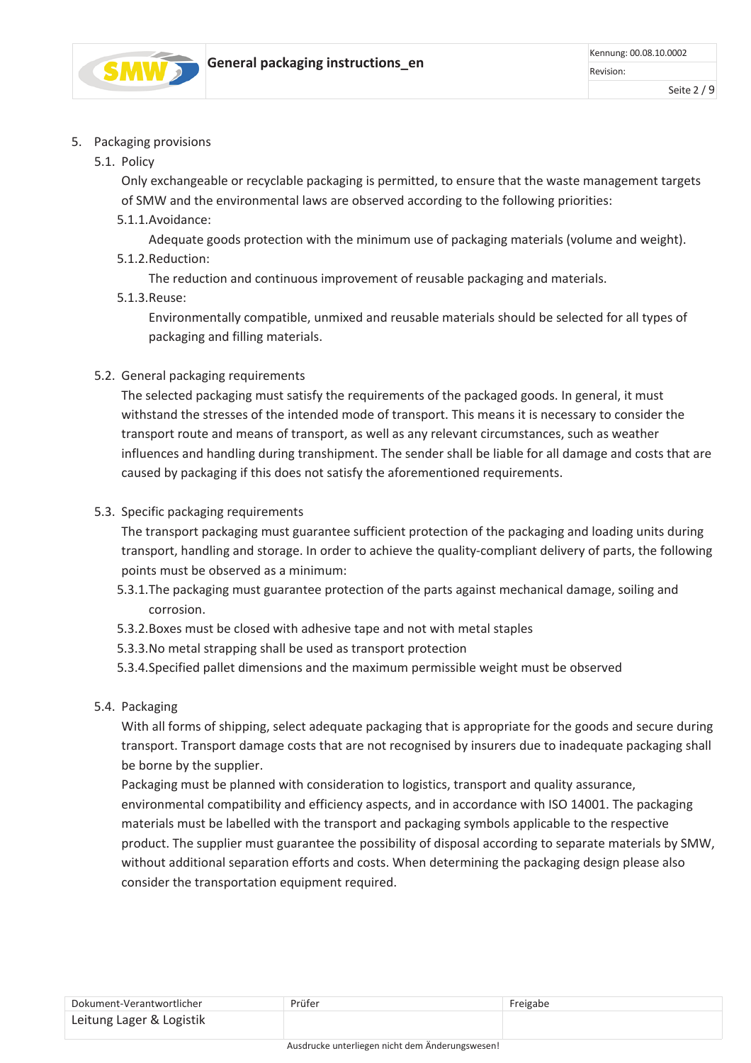## 5. Packaging provisions

### 5.1. Policy

Only exchangeable or recyclable packaging is permitted, to ensure that the waste management targets of SMW and the environmental laws are observed according to the following priorities:

#### 5.1.1. Avoidance:

Adequate goods protection with the minimum use of packaging materials (volume and weight).

#### 5.1.2. Reduction:

The reduction and continuous improvement of reusable packaging and materials.

#### 5.1.3. Reuse:

Environmentally compatible, unmixed and reusable materials should be selected for all types of packaging and filling materials.

### 5.2. General packaging requirements

The selected packaging must satisfy the requirements of the packaged goods. In general, it must withstand the stresses of the intended mode of transport. This means it is necessary to consider the transport route and means of transport, as well as any relevant circumstances, such as weather influences and handling during transhipment. The sender shall be liable for all damage and costs that are caused by packaging if this does not satisfy the aforementioned requirements.

### 5.3. Specific packaging requirements

The transport packaging must guarantee sufficient protection of the packaging and loading units during transport, handling and storage. In order to achieve the quality-compliant delivery of parts, the following points must be observed as a minimum:

5.3.1. The packaging must guarantee protection of the parts against mechanical damage, soiling and corrosion.

5.3.2. Boxes must be closed with adhesive tape and not with metal staples

5.3.3. No metal strapping shall be used as transport protection

5.3.4. Specified pallet dimensions and the maximum permissible weight must be observed

### 5.4. Packaging

With all forms of shipping, select adequate packaging that is appropriate for the goods and secure during transport. Transport damage costs that are not recognised by insurers due to inadequate packaging shall be borne by the supplier.

Packaging must be planned with consideration to logistics, transport and quality assurance, environmental compatibility and efficiency aspects, and in accordance with ISO 14001. The packaging materials must be labelled with the transport and packaging symbols applicable to the respective product. The supplier must guarantee the possibility of disposal according to separate materials by SMW, without additional separation efforts and costs. When determining the packaging design please also consider the transportation equipment required.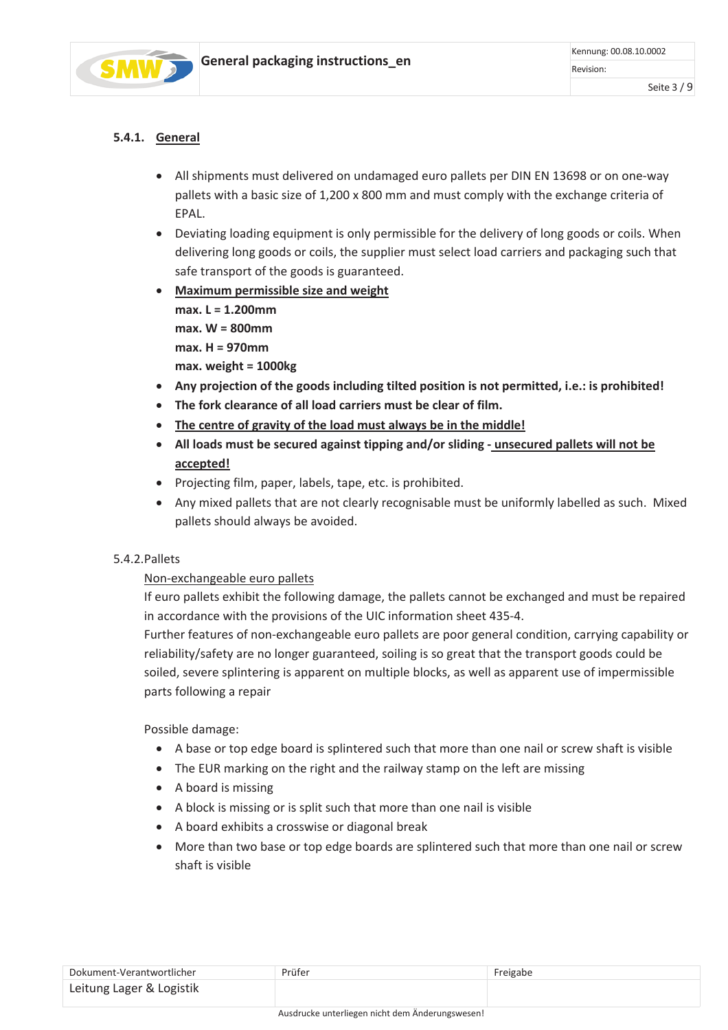#### 5.4.1. General

- All shipments must delivered on undamaged euro pallets per DIN EN 13698 or on one-way pallets with a basic size of 1,200 x 800 mm and must comply with the exchange criteria of EPAL.
- Deviating loading equipment is only permissible for the delivery of long goods or coils. When delivering long goods or coils, the supplier must select load carriers and packaging such that safe transport of the goods is guaranteed.
- **Maximum permissible size and weight**
  **max. L = 1.200mm**
  **max. W = 800mm**
  **max. H = 970mm**
  **max. weight = 1000kg**
- **Any projection of the goods including tilted position is not permitted, i.e.: is prohibited!**
- **The fork clearance of all load carriers must be clear of film.**
- **The centre of gravity of the load must always be in the middle!**
- **All loads must be secured against tipping and/or sliding - unsecured pallets will not be accepted!**
- Projecting film, paper, labels, tape, etc. is prohibited.
- Any mixed pallets that are not clearly recognisable must be uniformly labelled as such. Mixed pallets should always be avoided.

#### 5.4.2. Pallets

Non-exchangeable euro pallets

If euro pallets exhibit the following damage, the pallets cannot be exchanged and must be repaired in accordance with the provisions of the UIC information sheet 435-4.

Further features of non-exchangeable euro pallets are poor general condition, carrying capability or reliability/safety are no longer guaranteed, soiling is so great that the transport goods could be soiled, severe splintering is apparent on multiple blocks, as well as apparent use of impermissible parts following a repair

Possible damage:

- A base or top edge board is splintered such that more than one nail or screw shaft is visible
- The EUR marking on the right and the railway stamp on the left are missing
- A board is missing
- A block is missing or is split such that more than one nail is visible
- A board exhibits a crosswise or diagonal break
- More than two base or top edge boards are splintered such that more than one nail or screw shaft is visible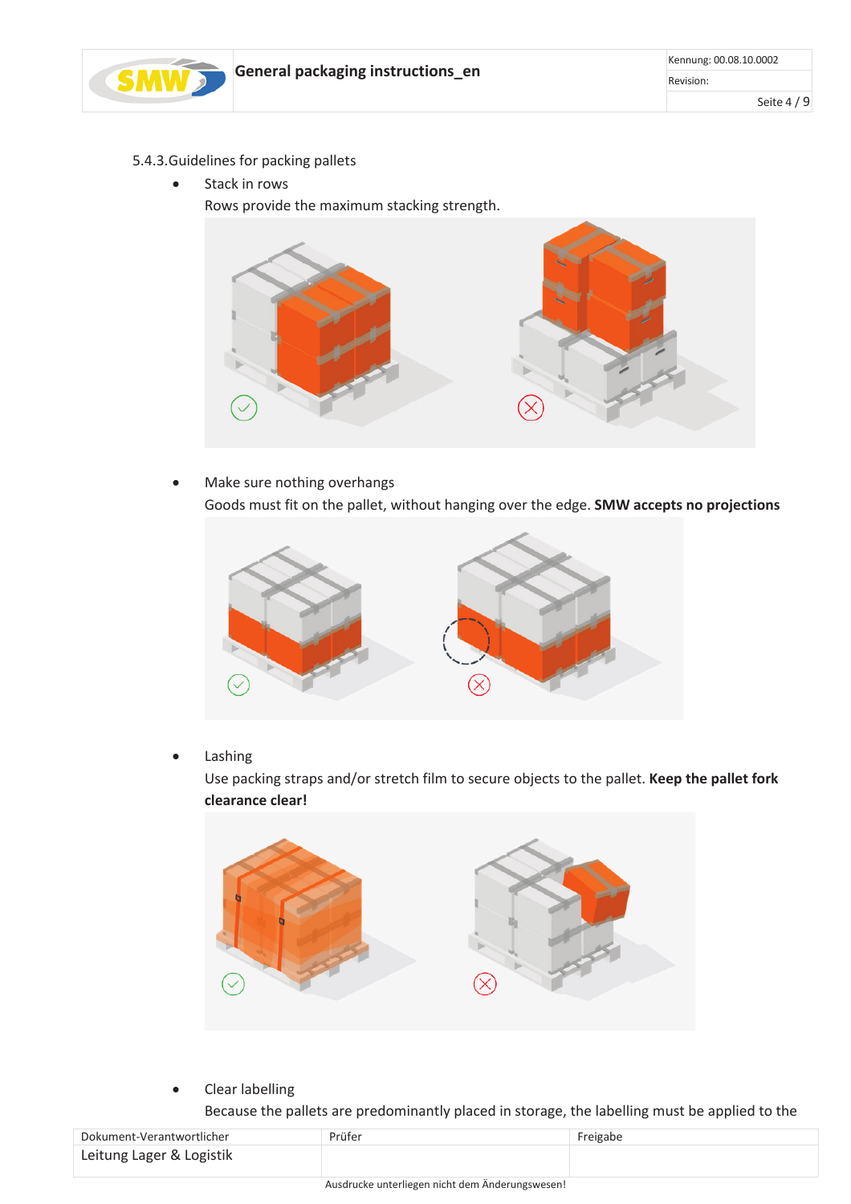5.4.3. Guidelines for packing pallets

- Stack in rows

  Rows provide the maximum stacking strength.

- Make sure nothing overhangs

  Goods must fit on the pallet, without hanging over the edge. **SMW accepts no projections**

- Lashing

  Use packing straps and/or stretch film to secure objects to the pallet. **Keep the pallet fork clearance clear!**

- Clear labelling

  Because the pallets are predominantly placed in storage, the labelling must be applied to the

| Dokument-Verantwortlicher | Prüfer | Freigabe |
|---|---|---|
| Leitung Lager & Logistik | | |

Ausdrucke unterliegen nicht dem Änderungswesen!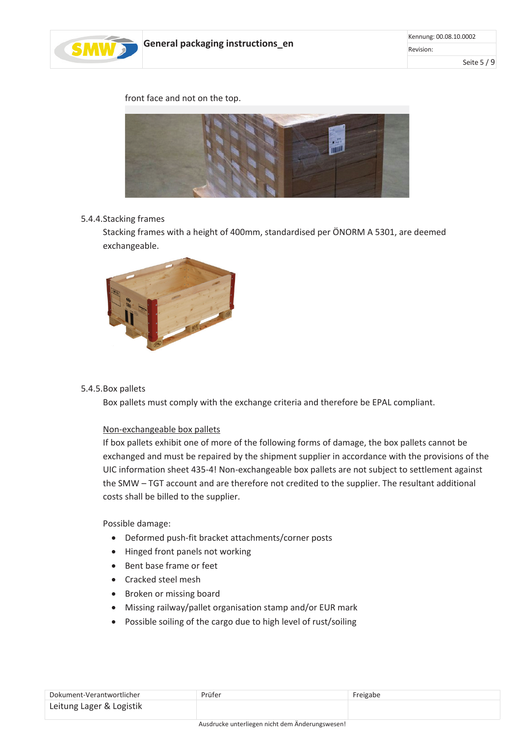front face and not on the top.

### 5.4.4. Stacking frames

Stacking frames with a height of 400mm, standardised per ÖNORM A 5301, are deemed exchangeable.

### 5.4.5. Box pallets

Box pallets must comply with the exchange criteria and therefore be EPAL compliant.

<u>Non-exchangeable box pallets</u>

If box pallets exhibit one of more of the following forms of damage, the box pallets cannot be exchanged and must be repaired by the shipment supplier in accordance with the provisions of the UIC information sheet 435-4! Non-exchangeable box pallets are not subject to settlement against the SMW – TGT account and are therefore not credited to the supplier. The resultant additional costs shall be billed to the supplier.

Possible damage:

- Deformed push-fit bracket attachments/corner posts
- Hinged front panels not working
- Bent base frame or feet
- Cracked steel mesh
- Broken or missing board
- Missing railway/pallet organisation stamp and/or EUR mark
- Possible soiling of the cargo due to high level of rust/soiling

| Dokument-Verantwortlicher | Prüfer | Freigabe |
|---|---|---|
| Leitung Lager & Logistik | | |

Ausdrucke unterliegen nicht dem Änderungswesen!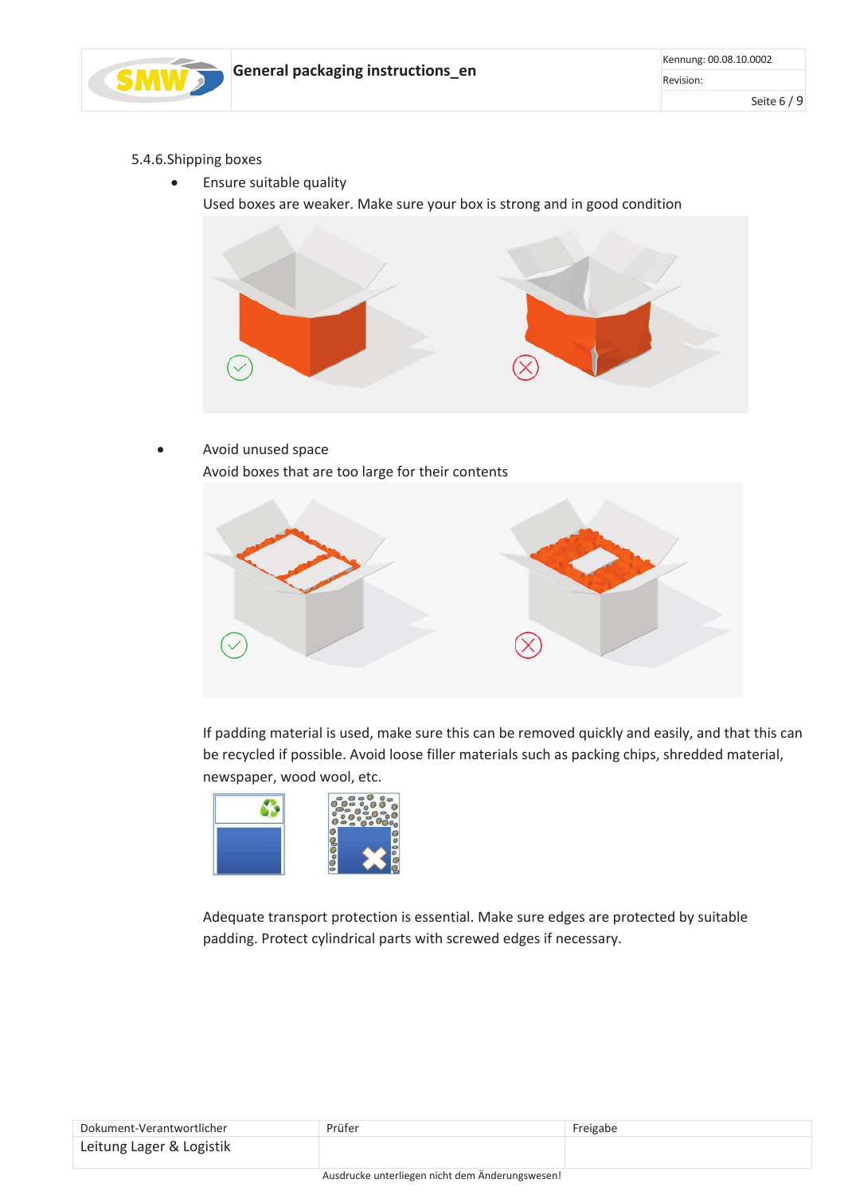5.4.6. Shipping boxes

- Ensure suitable quality

  Used boxes are weaker. Make sure your box is strong and in good condition

- Avoid unused space

  Avoid boxes that are too large for their contents

If padding material is used, make sure this can be removed quickly and easily, and that this can be recycled if possible. Avoid loose filler materials such as packing chips, shredded material, newspaper, wood wool, etc.

Adequate transport protection is essential. Make sure edges are protected by suitable padding. Protect cylindrical parts with screwed edges if necessary.

| Dokument-Verantwortlicher | Prüfer | Freigabe |
| --- | --- | --- |
| Leitung Lager & Logistik | | |

Ausdrucke unterliegen nicht dem Änderungswesen!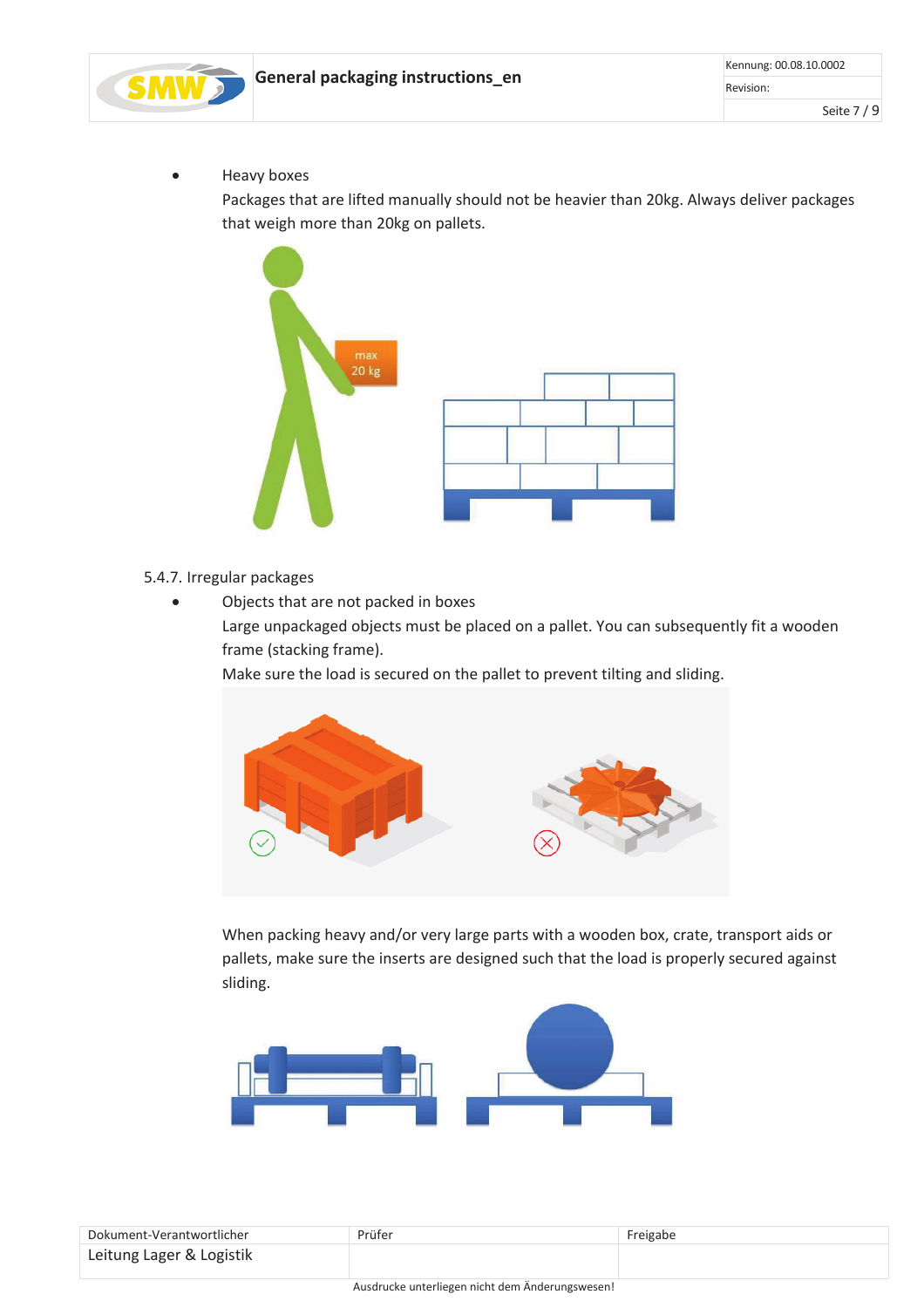- Heavy boxes
  
  Packages that are lifted manually should not be heavier than 20kg. Always deliver packages that weigh more than 20kg on pallets.

5.4.7. Irregular packages

- Objects that are not packed in boxes
  
  Large unpackaged objects must be placed on a pallet. You can subsequently fit a wooden frame (stacking frame).
  
  Make sure the load is secured on the pallet to prevent tilting and sliding.
  
  When packing heavy and/or very large parts with a wooden box, crate, transport aids or pallets, make sure the inserts are designed such that the load is properly secured against sliding.

| Dokument-Verantwortlicher | Prüfer | Freigabe |
|---|---|---|
| Leitung Lager & Logistik | | |

Ausdrucke unterliegen nicht dem Änderungswesen!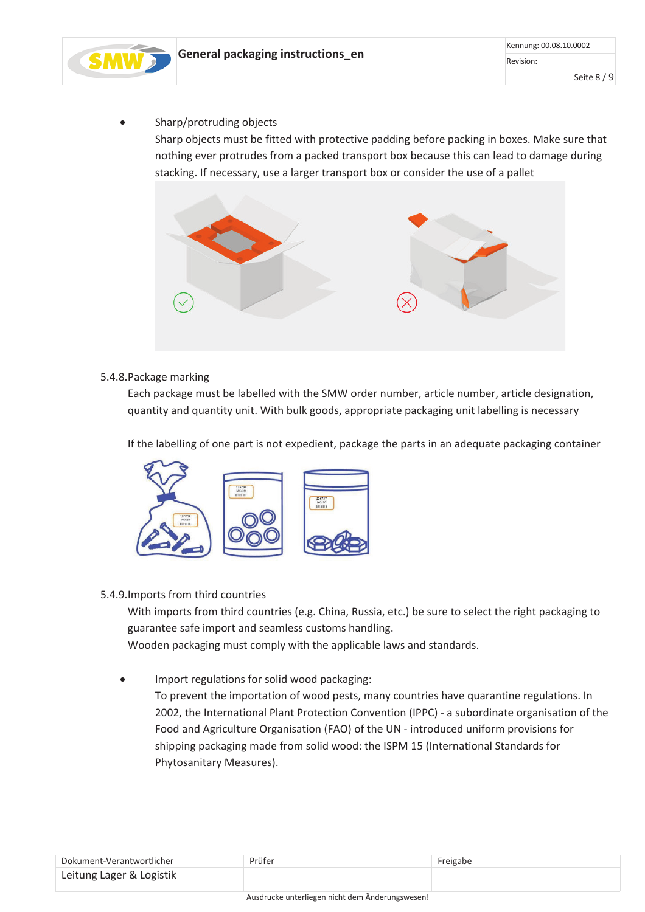- Sharp/protruding objects
  Sharp objects must be fitted with protective padding before packing in boxes. Make sure that nothing ever protrudes from a packed transport box because this can lead to damage during stacking. If necessary, use a larger transport box or consider the use of a pallet

### 5.4.8. Package marking

Each package must be labelled with the SMW order number, article number, article designation, quantity and quantity unit. With bulk goods, appropriate packaging unit labelling is necessary

If the labelling of one part is not expedient, package the parts in an adequate packaging container

### 5.4.9. Imports from third countries

With imports from third countries (e.g. China, Russia, etc.) be sure to select the right packaging to guarantee safe import and seamless customs handling.
Wooden packaging must comply with the applicable laws and standards.

- Import regulations for solid wood packaging:
  To prevent the importation of wood pests, many countries have quarantine regulations. In 2002, the International Plant Protection Convention (IPPC) - a subordinate organisation of the Food and Agriculture Organisation (FAO) of the UN - introduced uniform provisions for shipping packaging made from solid wood: the ISPM 15 (International Standards for Phytosanitary Measures).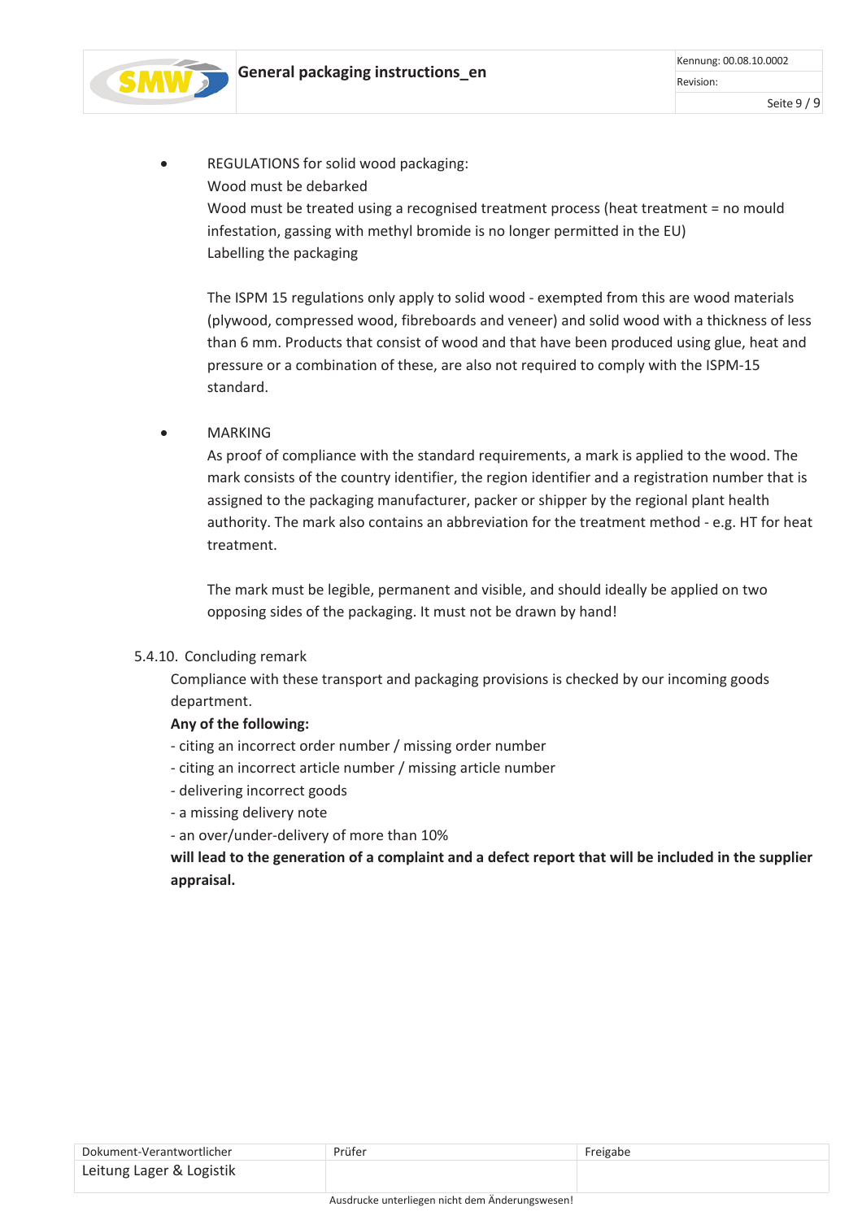- REGULATIONS for solid wood packaging:
  Wood must be debarked
  Wood must be treated using a recognised treatment process (heat treatment = no mould infestation, gassing with methyl bromide is no longer permitted in the EU)
  Labelling the packaging

  The ISPM 15 regulations only apply to solid wood - exempted from this are wood materials (plywood, compressed wood, fibreboards and veneer) and solid wood with a thickness of less than 6 mm. Products that consist of wood and that have been produced using glue, heat and pressure or a combination of these, are also not required to comply with the ISPM-15 standard.

- MARKING
  As proof of compliance with the standard requirements, a mark is applied to the wood. The mark consists of the country identifier, the region identifier and a registration number that is assigned to the packaging manufacturer, packer or shipper by the regional plant health authority. The mark also contains an abbreviation for the treatment method - e.g. HT for heat treatment.

  The mark must be legible, permanent and visible, and should ideally be applied on two opposing sides of the packaging. It must not be drawn by hand!

5.4.10. Concluding remark

Compliance with these transport and packaging provisions is checked by our incoming goods department.

**Any of the following:**

- citing an incorrect order number / missing order number
- citing an incorrect article number / missing article number
- delivering incorrect goods
- a missing delivery note
- an over/under-delivery of more than 10%

**will lead to the generation of a complaint and a defect report that will be included in the supplier appraisal.**

| Dokument-Verantwortlicher | Prüfer | Freigabe |
|---|---|---|
| Leitung Lager & Logistik | | |

Ausdrucke unterliegen nicht dem Änderungswesen!